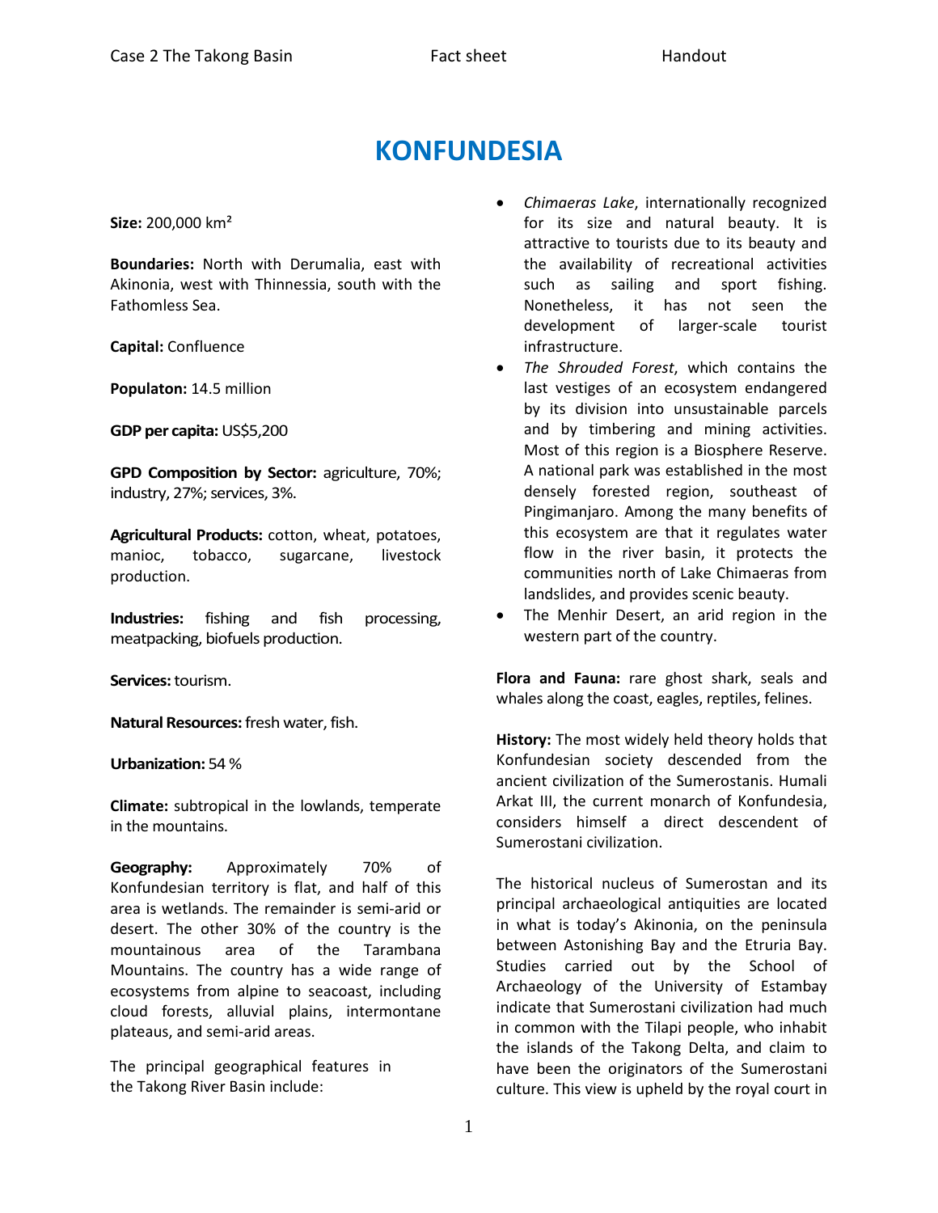# KONFUNDESIA

**Size:** 200,000 km²

**Boundaries:** North with Derumalia, east with Akinonia, west with Thinnessia, south with the Fathomless Sea.

**Capital:** Confluence

**Populaton:** 14.5 million

**GDP per capita:** US$5,200

**GPD Composition by Sector:** agriculture, 70%; industry, 27%; services, 3%.

**Agricultural Products:** cotton, wheat, potatoes, manioc, tobacco, sugarcane, livestock production.

**Industries:** fishing and fish processing, meatpacking, biofuels production.

**Services:** tourism.

**Natural Resources:** fresh water, fish.

**Urbanization:** 54 %

**Climate:** subtropical in the lowlands, temperate in the mountains.

**Geography:** Approximately 70% of Konfundesian territory is flat, and half of this area is wetlands. The remainder is semi-arid or desert. The other 30% of the country is the mountainous area of the Tarambana Mountains. The country has a wide range of ecosystems from alpine to seacoast, including cloud forests, alluvial plains, intermontane plateaus, and semi-arid areas.

The principal geographical features in the Takong River Basin include:

- *Chimaeras Lake*, internationally recognized for its size and natural beauty. It is attractive to tourists due to its beauty and the availability of recreational activities such as sailing and sport fishing. Nonetheless, it has not seen the development of larger-scale tourist infrastructure.
- *The Shrouded Forest*, which contains the last vestiges of an ecosystem endangered by its division into unsustainable parcels and by timbering and mining activities. Most of this region is a Biosphere Reserve. A national park was established in the most densely forested region, southeast of Pingimanjaro. Among the many benefits of this ecosystem are that it regulates water flow in the river basin, it protects the communities north of Lake Chimaeras from landslides, and provides scenic beauty.
- The Menhir Desert, an arid region in the western part of the country.

**Flora and Fauna:** rare ghost shark, seals and whales along the coast, eagles, reptiles, felines.

**History:** The most widely held theory holds that Konfundesian society descended from the ancient civilization of the Sumerostanis. Humali Arkat III, the current monarch of Konfundesia, considers himself a direct descendent of Sumerostani civilization.

The historical nucleus of Sumerostan and its principal archaeological antiquities are located in what is today's Akinonia, on the peninsula between Astonishing Bay and the Etruria Bay. Studies carried out by the School of Archaeology of the University of Estambay indicate that Sumerostani civilization had much in common with the Tilapi people, who inhabit the islands of the Takong Delta, and claim to have been the originators of the Sumerostani culture. This view is upheld by the royal court in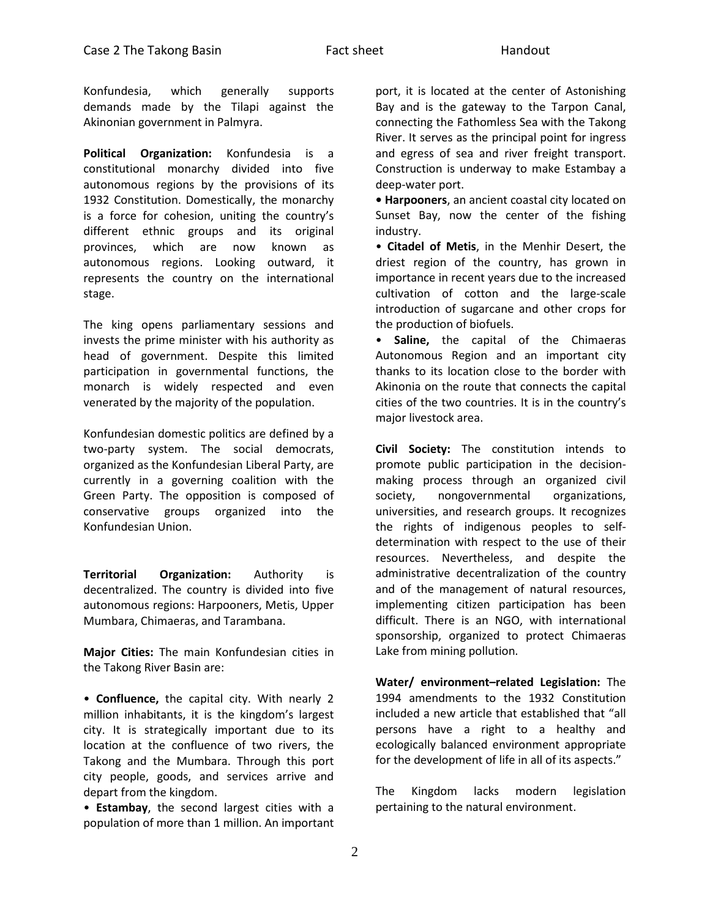Konfundesia, which generally supports demands made by the Tilapi against the Akinonian government in Palmyra.

**Political Organization:** Konfundesia is a constitutional monarchy divided into five autonomous regions by the provisions of its 1932 Constitution. Domestically, the monarchy is a force for cohesion, uniting the country's different ethnic groups and its original provinces, which are now known as autonomous regions. Looking outward, it represents the country on the international stage.

The king opens parliamentary sessions and invests the prime minister with his authority as head of government. Despite this limited participation in governmental functions, the monarch is widely respected and even venerated by the majority of the population.

Konfundesian domestic politics are defined by a two-party system. The social democrats, organized as the Konfundesian Liberal Party, are currently in a governing coalition with the Green Party. The opposition is composed of conservative groups organized into the Konfundesian Union.

**Territorial Organization:** Authority is decentralized. The country is divided into five autonomous regions: Harpooners, Metis, Upper Mumbara, Chimaeras, and Tarambana.

**Major Cities:** The main Konfundesian cities in the Takong River Basin are:

- **Confluence,** the capital city. With nearly 2 million inhabitants, it is the kingdom's largest city. It is strategically important due to its location at the confluence of two rivers, the Takong and the Mumbara. Through this port city people, goods, and services arrive and depart from the kingdom.
- **Estambay**, the second largest cities with a population of more than 1 million. An important port, it is located at the center of Astonishing Bay and is the gateway to the Tarpon Canal, connecting the Fathomless Sea with the Takong River. It serves as the principal point for ingress and egress of sea and river freight transport. Construction is underway to make Estambay a deep-water port.
- **Harpooners**, an ancient coastal city located on Sunset Bay, now the center of the fishing industry.
- **Citadel of Metis**, in the Menhir Desert, the driest region of the country, has grown in importance in recent years due to the increased cultivation of cotton and the large-scale introduction of sugarcane and other crops for the production of biofuels.
- **Saline,** the capital of the Chimaeras Autonomous Region and an important city thanks to its location close to the border with Akinonia on the route that connects the capital cities of the two countries. It is in the country's major livestock area.

**Civil Society:** The constitution intends to promote public participation in the decision-making process through an organized civil society, nongovernmental organizations, universities, and research groups. It recognizes the rights of indigenous peoples to self-determination with respect to the use of their resources. Nevertheless, and despite the administrative decentralization of the country and of the management of natural resources, implementing citizen participation has been difficult. There is an NGO, with international sponsorship, organized to protect Chimaeras Lake from mining pollution.

**Water/ environment–related Legislation:** The 1994 amendments to the 1932 Constitution included a new article that established that "all persons have a right to a healthy and ecologically balanced environment appropriate for the development of life in all of its aspects."

The Kingdom lacks modern legislation pertaining to the natural environment.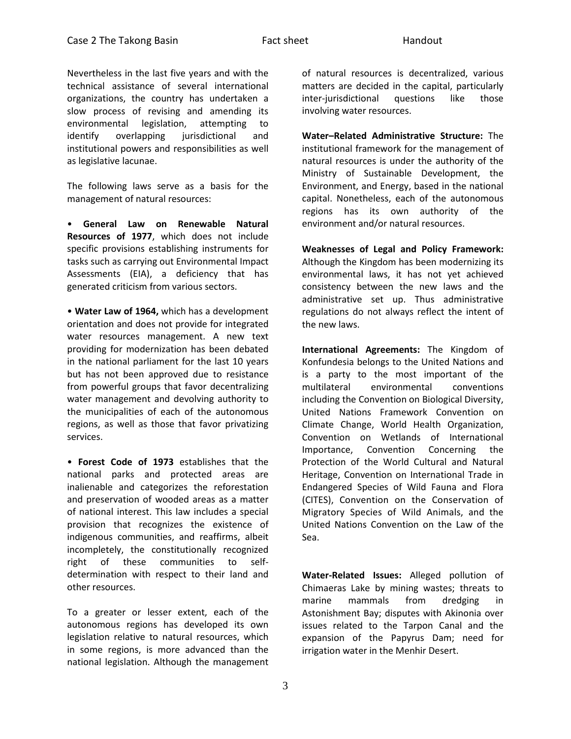Nevertheless in the last five years and with the technical assistance of several international organizations, the country has undertaken a slow process of revising and amending its environmental legislation, attempting to identify overlapping jurisdictional and institutional powers and responsibilities as well as legislative lacunae.

The following laws serve as a basis for the management of natural resources:

- **General Law on Renewable Natural Resources of 1977**, which does not include specific provisions establishing instruments for tasks such as carrying out Environmental Impact Assessments (EIA), a deficiency that has generated criticism from various sectors.

- **Water Law of 1964,** which has a development orientation and does not provide for integrated water resources management. A new text providing for modernization has been debated in the national parliament for the last 10 years but has not been approved due to resistance from powerful groups that favor decentralizing water management and devolving authority to the municipalities of each of the autonomous regions, as well as those that favor privatizing services.

- **Forest Code of 1973** establishes that the national parks and protected areas are inalienable and categorizes the reforestation and preservation of wooded areas as a matter of national interest. This law includes a special provision that recognizes the existence of indigenous communities, and reaffirms, albeit incompletely, the constitutionally recognized right of these communities to self-determination with respect to their land and other resources.

To a greater or lesser extent, each of the autonomous regions has developed its own legislation relative to natural resources, which in some regions, is more advanced than the national legislation. Although the management of natural resources is decentralized, various matters are decided in the capital, particularly inter-jurisdictional questions like those involving water resources.

**Water–Related Administrative Structure:** The institutional framework for the management of natural resources is under the authority of the Ministry of Sustainable Development, the Environment, and Energy, based in the national capital. Nonetheless, each of the autonomous regions has its own authority of the environment and/or natural resources.

**Weaknesses of Legal and Policy Framework:** Although the Kingdom has been modernizing its environmental laws, it has not yet achieved consistency between the new laws and the administrative set up. Thus administrative regulations do not always reflect the intent of the new laws.

**International Agreements:** The Kingdom of Konfundesia belongs to the United Nations and is a party to the most important of the multilateral environmental conventions including the Convention on Biological Diversity, United Nations Framework Convention on Climate Change, World Health Organization, Convention on Wetlands of International Importance, Convention Concerning the Protection of the World Cultural and Natural Heritage, Convention on International Trade in Endangered Species of Wild Fauna and Flora (CITES), Convention on the Conservation of Migratory Species of Wild Animals, and the United Nations Convention on the Law of the Sea.

**Water-Related Issues:** Alleged pollution of Chimaeras Lake by mining wastes; threats to marine mammals from dredging in Astonishment Bay; disputes with Akinonia over issues related to the Tarpon Canal and the expansion of the Papyrus Dam; need for irrigation water in the Menhir Desert.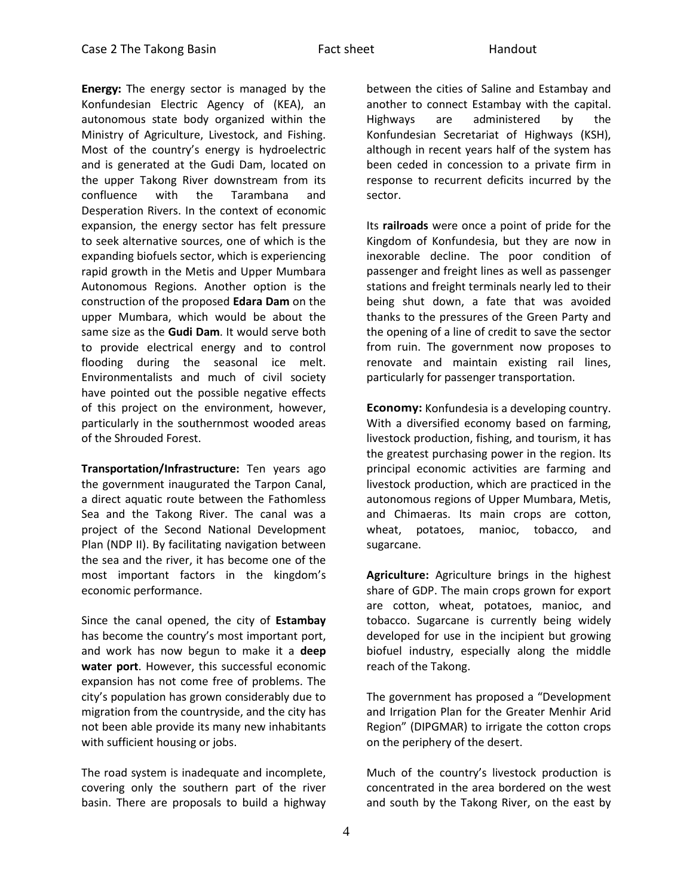**Energy:** The energy sector is managed by the Konfundesian Electric Agency of (KEA), an autonomous state body organized within the Ministry of Agriculture, Livestock, and Fishing. Most of the country's energy is hydroelectric and is generated at the Gudi Dam, located on the upper Takong River downstream from its confluence with the Tarambana and Desperation Rivers. In the context of economic expansion, the energy sector has felt pressure to seek alternative sources, one of which is the expanding biofuels sector, which is experiencing rapid growth in the Metis and Upper Mumbara Autonomous Regions. Another option is the construction of the proposed **Edara Dam** on the upper Mumbara, which would be about the same size as the **Gudi Dam**. It would serve both to provide electrical energy and to control flooding during the seasonal ice melt. Environmentalists and much of civil society have pointed out the possible negative effects of this project on the environment, however, particularly in the southernmost wooded areas of the Shrouded Forest.

**Transportation/Infrastructure:** Ten years ago the government inaugurated the Tarpon Canal, a direct aquatic route between the Fathomless Sea and the Takong River. The canal was a project of the Second National Development Plan (NDP II). By facilitating navigation between the sea and the river, it has become one of the most important factors in the kingdom's economic performance.

Since the canal opened, the city of **Estambay** has become the country's most important port, and work has now begun to make it a **deep water port**. However, this successful economic expansion has not come free of problems. The city's population has grown considerably due to migration from the countryside, and the city has not been able provide its many new inhabitants with sufficient housing or jobs.

The road system is inadequate and incomplete, covering only the southern part of the river basin. There are proposals to build a highway between the cities of Saline and Estambay and another to connect Estambay with the capital. Highways are administered by the Konfundesian Secretariat of Highways (KSH), although in recent years half of the system has been ceded in concession to a private firm in response to recurrent deficits incurred by the sector.

Its **railroads** were once a point of pride for the Kingdom of Konfundesia, but they are now in inexorable decline. The poor condition of passenger and freight lines as well as passenger stations and freight terminals nearly led to their being shut down, a fate that was avoided thanks to the pressures of the Green Party and the opening of a line of credit to save the sector from ruin. The government now proposes to renovate and maintain existing rail lines, particularly for passenger transportation.

**Economy:** Konfundesia is a developing country. With a diversified economy based on farming, livestock production, fishing, and tourism, it has the greatest purchasing power in the region. Its principal economic activities are farming and livestock production, which are practiced in the autonomous regions of Upper Mumbara, Metis, and Chimaeras. Its main crops are cotton, wheat, potatoes, manioc, tobacco, and sugarcane.

**Agriculture:** Agriculture brings in the highest share of GDP. The main crops grown for export are cotton, wheat, potatoes, manioc, and tobacco. Sugarcane is currently being widely developed for use in the incipient but growing biofuel industry, especially along the middle reach of the Takong.

The government has proposed a "Development and Irrigation Plan for the Greater Menhir Arid Region" (DIPGMAR) to irrigate the cotton crops on the periphery of the desert.

Much of the country's livestock production is concentrated in the area bordered on the west and south by the Takong River, on the east by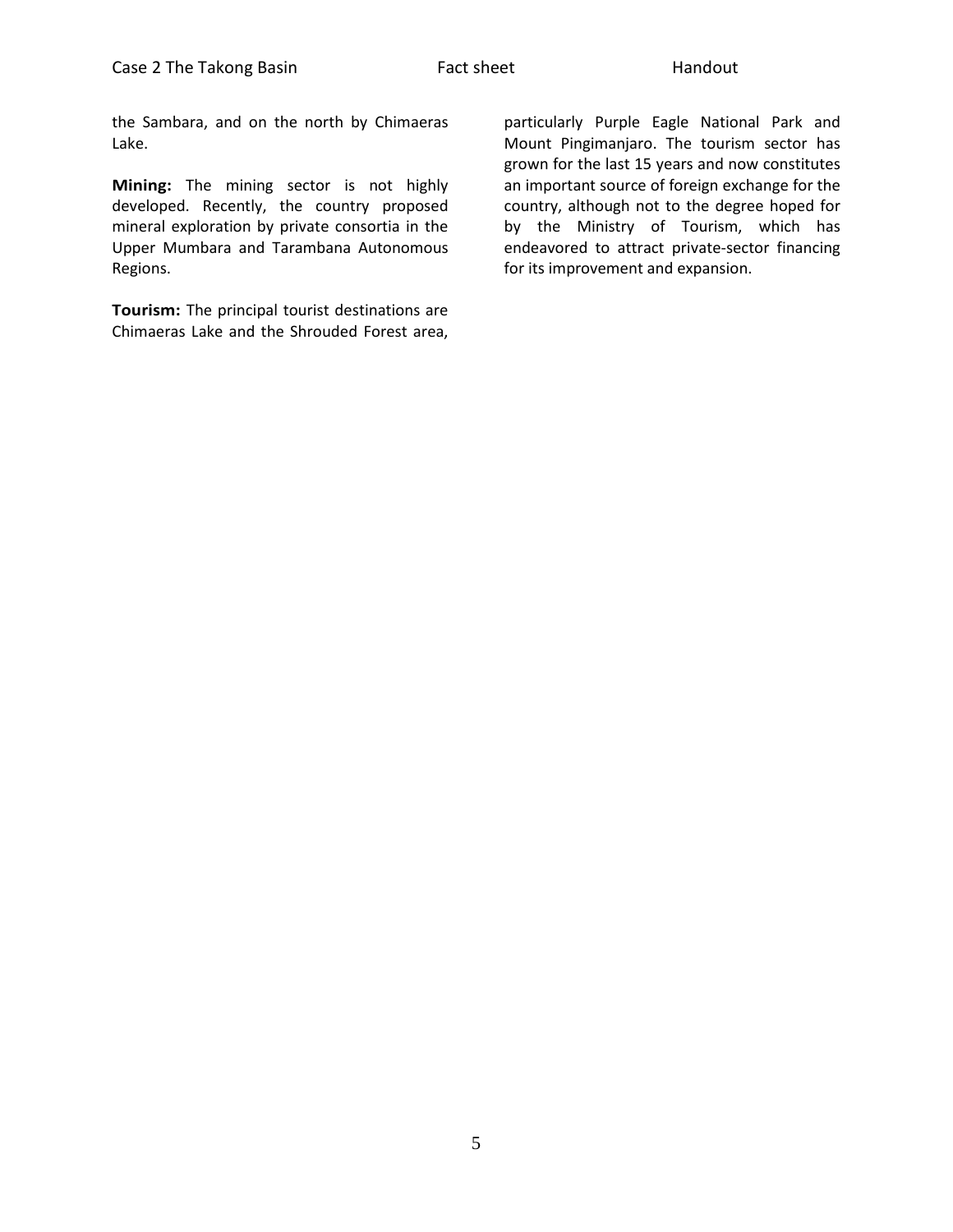the Sambara, and on the north by Chimaeras Lake.

**Mining:** The mining sector is not highly developed. Recently, the country proposed mineral exploration by private consortia in the Upper Mumbara and Tarambana Autonomous Regions.

**Tourism:** The principal tourist destinations are Chimaeras Lake and the Shrouded Forest area, particularly Purple Eagle National Park and Mount Pingimanjaro. The tourism sector has grown for the last 15 years and now constitutes an important source of foreign exchange for the country, although not to the degree hoped for by the Ministry of Tourism, which has endeavored to attract private-sector financing for its improvement and expansion.